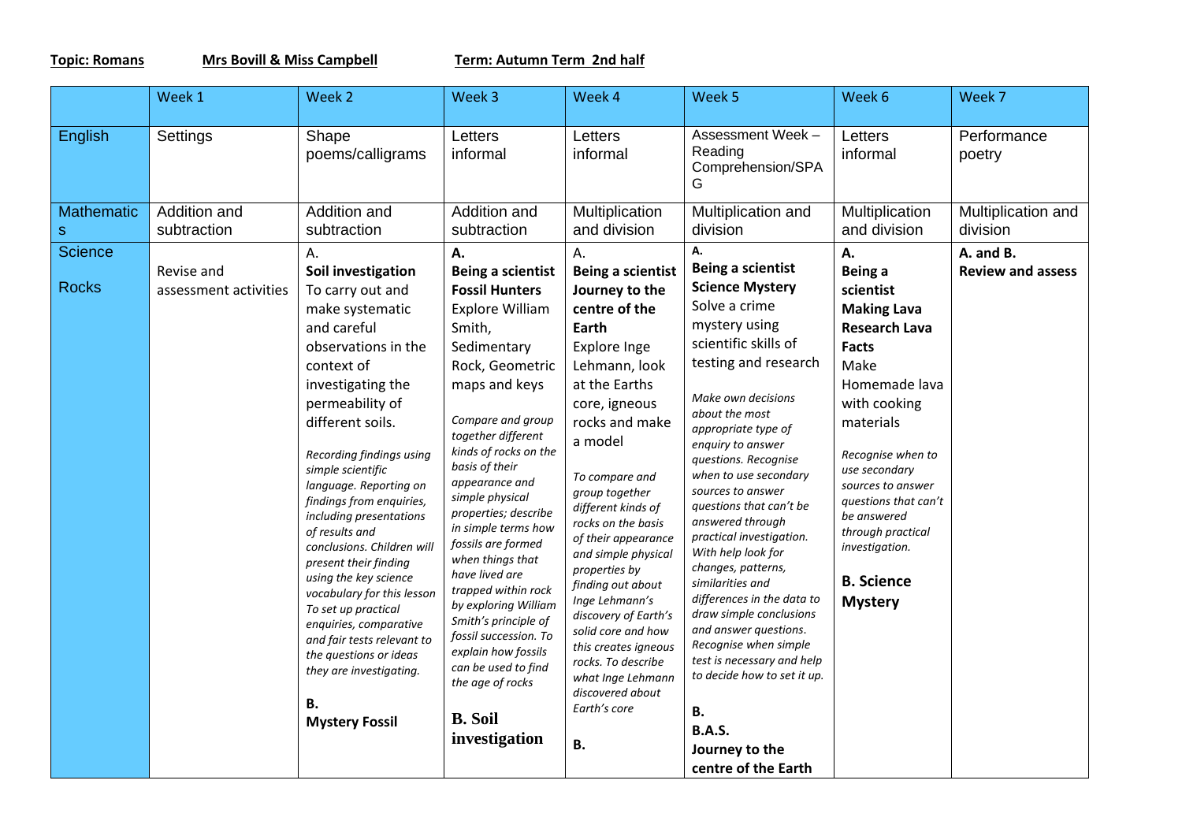**Topic: Romans** **Mrs Bovill & Miss Campbell** **Term: Autumn Term 2nd half**

| | Week 1 | Week 2 | Week 3 | Week 4 | Week 5 | Week 6 | Week 7 |
|---|---|---|---|---|---|---|---|
| English | Settings | Shape poems/calligrams | Letters informal | Letters informal | Assessment Week – Reading Comprehension/SPAG | Letters informal | Performance poetry |
| Mathematics | Addition and subtraction | Addition and subtraction | Addition and subtraction | Multiplication and division | Multiplication and division | Multiplication and division | Multiplication and division |
| Science<br><br>Rocks | Revise and assessment activities | A.<br>**Soil investigation**<br>To carry out and make systematic and careful observations in the context of investigating the permeability of different soils.<br><br>*Recording findings using simple scientific language. Reporting on findings from enquiries, including presentations of results and conclusions. Children will present their finding using the key science vocabulary for this lesson To set up practical enquiries, comparative and fair tests relevant to the questions or ideas they are investigating.*<br><br>**B.**<br>**Mystery Fossil** | **A.**<br>**Being a scientist**<br>**Fossil Hunters**<br>Explore William Smith, Sedimentary Rock, Geometric maps and keys<br><br>*Compare and group together different kinds of rocks on the basis of their appearance and simple physical properties; describe in simple terms how fossils are formed when things that have lived are trapped within rock by exploring William Smith's principle of fossil succession. To explain how fossils can be used to find the age of rocks*<br><br>**B. Soil investigation** | A.<br>**Being a scientist**<br>**Journey to the centre of the Earth**<br>Explore Inge Lehmann, look at the Earths core, igneous rocks and make a model<br><br>*To compare and group together different kinds of rocks on the basis of their appearance and simple physical properties by finding out about Inge Lehmann's discovery of Earth's solid core and how this creates igneous rocks. To describe what Inge Lehmann discovered about Earth's core*<br><br>**B.** | **A.**<br>**Being a scientist**<br>**Science Mystery**<br>Solve a crime mystery using scientific skills of testing and research<br><br>*Make own decisions about the most appropriate type of enquiry to answer questions. Recognise when to use secondary sources to answer questions that can't be answered through practical investigation. With help look for changes, patterns, similarities and differences in the data to draw simple conclusions and answer questions. Recognise when simple test is necessary and help to decide how to set it up.*<br><br>**B.**<br>**B.A.S.**<br>**Journey to the centre of the Earth** | **A.**<br>**Being a scientist**<br>**Making Lava**<br>**Research Lava Facts**<br>Make Homemade lava with cooking materials<br><br>*Recognise when to use secondary sources to answer questions that can't be answered through practical investigation.*<br><br>**B. Science Mystery** | **A. and B.**<br>**Review and assess** |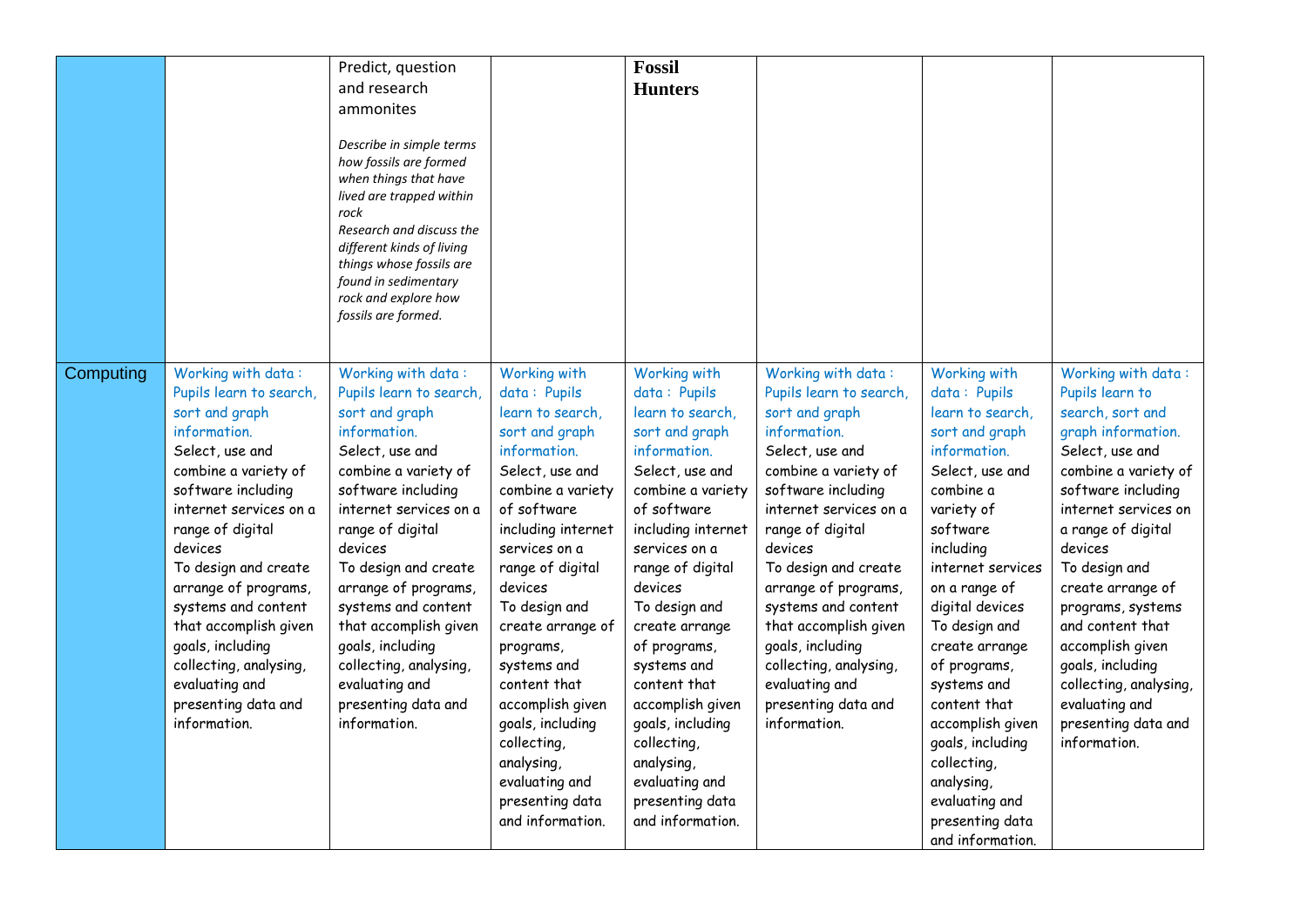| | | | | | | | |
|---|---|---|---|---|---|---|---|
| | | Predict, question and research ammonites<br><br>*Describe in simple terms how fossils are formed when things that have lived are trapped within rock*<br>*Research and discuss the different kinds of living things whose fossils are found in sedimentary rock and explore how fossils are formed.* | | **Fossil Hunters** | | | |
| Computing | Working with data : Pupils learn to search, sort and graph information.<br>Select, use and combine a variety of software including internet services on a range of digital devices<br>To design and create arrange of programs, systems and content that accomplish given goals, including collecting, analysing, evaluating and presenting data and information. | Working with data : Pupils learn to search, sort and graph information.<br>Select, use and combine a variety of software including internet services on a range of digital devices<br>To design and create arrange of programs, systems and content that accomplish given goals, including collecting, analysing, evaluating and presenting data and information. | Working with data : Pupils learn to search, sort and graph information.<br>Select, use and combine a variety of software including internet services on a range of digital devices<br>To design and create arrange of programs, systems and content that accomplish given goals, including collecting, analysing, evaluating and presenting data and information. | Working with data : Pupils learn to search, sort and graph information.<br>Select, use and combine a variety of software including internet services on a range of digital devices<br>To design and create arrange of programs, systems and content that accomplish given goals, including collecting, analysing, evaluating and presenting data and information. | Working with data : Pupils learn to search, sort and graph information.<br>Select, use and combine a variety of software including internet services on a range of digital devices<br>To design and create arrange of programs, systems and content that accomplish given goals, including collecting, analysing, evaluating and presenting data and information. | Working with data : Pupils learn to search, sort and graph information.<br>Select, use and combine a variety of software including internet services on a range of digital devices<br>To design and create arrange of programs, systems and content that accomplish given goals, including collecting, analysing, evaluating and presenting data and information. | Working with data : Pupils learn to search, sort and graph information.<br>Select, use and combine a variety of software including internet services on a range of digital devices<br>To design and create arrange of programs, systems and content that accomplish given goals, including collecting, analysing, evaluating and presenting data and information. |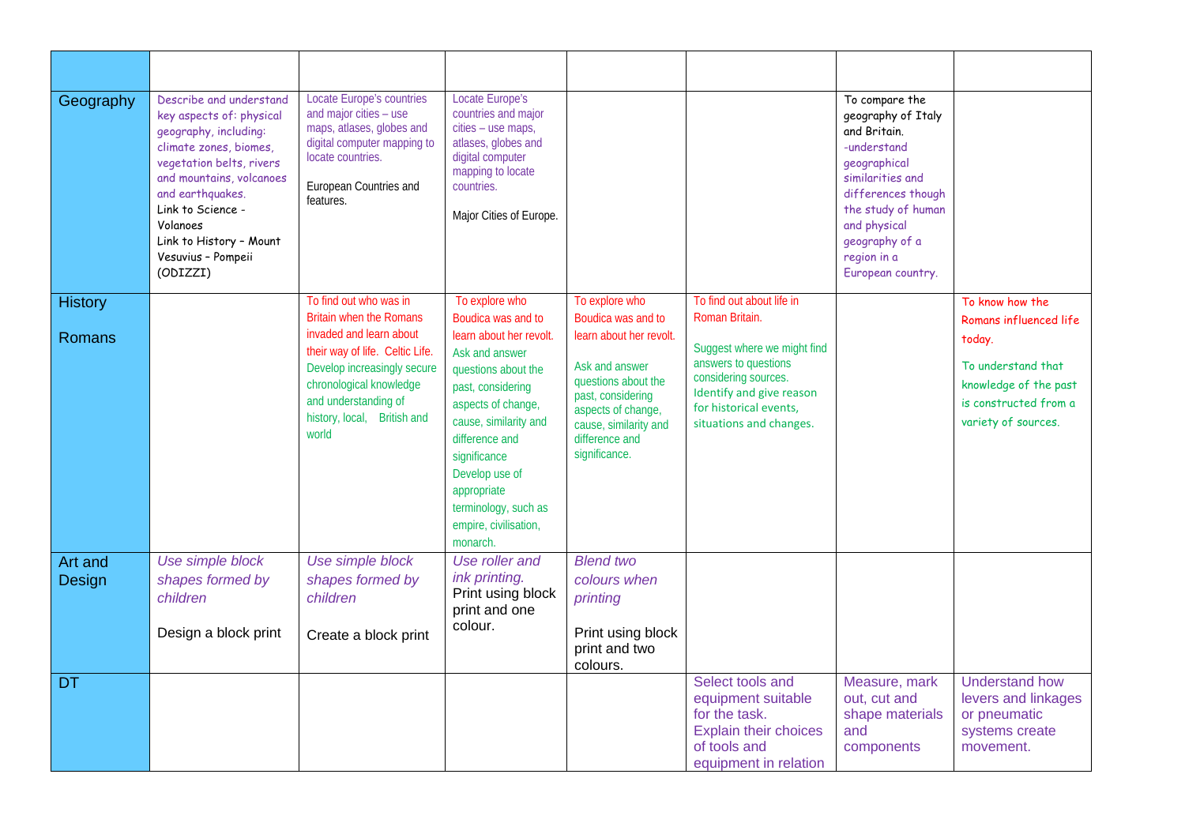| | | | | | | | |
|---|---|---|---|---|---|---|---|
| Geography | Describe and understand key aspects of: physical geography, including: climate zones, biomes, vegetation belts, rivers and mountains, volcanoes and earthquakes.<br>Link to Science - Volanoes<br>Link to History – Mount Vesuvius – Pompeii (ODIZZI) | Locate Europe's countries and major cities – use maps, atlases, globes and digital computer mapping to locate countries.<br><br>European Countries and features. | Locate Europe's countries and major cities – use maps, atlases, globes and digital computer mapping to locate countries.<br><br>Major Cities of Europe. | | | To compare the geography of Italy and Britain.<br>-understand geographical similarities and differences though the study of human and physical geography of a region in a European country. | |
| History<br><br>Romans | | To find out who was in Britain when the Romans invaded and learn about their way of life. Celtic Life.<br>Develop increasingly secure chronological knowledge and understanding of history, local, British and world | To explore who Boudica was and to learn about her revolt.<br>Ask and answer questions about the past, considering aspects of change, cause, similarity and difference and significance<br>Develop use of appropriate terminology, such as empire, civilisation, monarch. | To explore who Boudica was and to learn about her revolt.<br><br>Ask and answer questions about the past, considering aspects of change, cause, similarity and difference and significance. | To find out about life in Roman Britain.<br><br>Suggest where we might find answers to questions considering sources.<br>Identify and give reason for historical events, situations and changes. | | To know how the Romans influenced life today.<br><br>To understand that knowledge of the past is constructed from a variety of sources. |
| Art and Design | *Use simple block shapes formed by children*<br><br>Design a block print | *Use simple block shapes formed by children*<br><br>Create a block print | *Use roller and ink printing.*<br>Print using block print and one colour. | *Blend two colours when printing*<br><br>Print using block print and two colours. | | | |
| DT | | | | | Select tools and equipment suitable for the task.<br>Explain their choices of tools and equipment in relation | Measure, mark out, cut and shape materials and components | Understand how levers and linkages or pneumatic systems create movement. |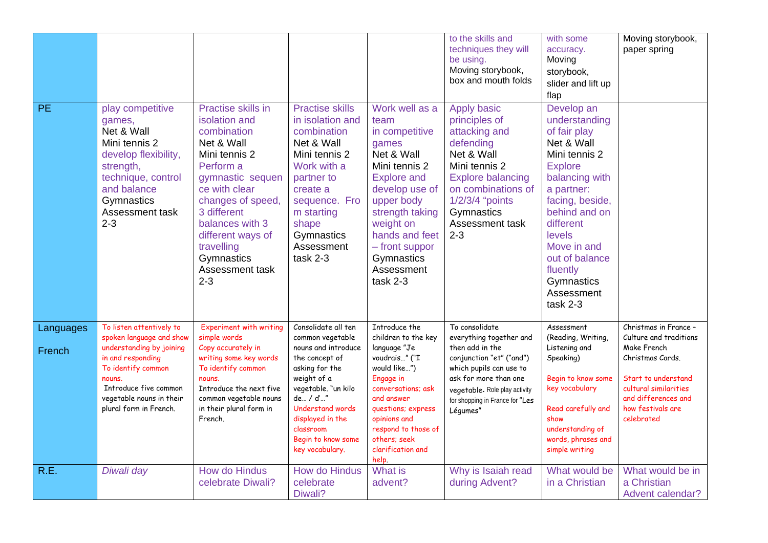| | | | | | | | |
|---|---|---|---|---|---|---|---|
| | | | | | to the skills and techniques they will be using. Moving storybook, box and mouth folds | with some accuracy. Moving storybook, slider and lift up flap | Moving storybook, paper spring |
| PE | play competitive games, Net & Wall Mini tennis 2 develop flexibility, strength, technique, control and balance Gymnastics Assessment task 2-3 | Practise skills in isolation and combination Net & Wall Mini tennis 2 Perform a gymnastic sequence with clear changes of speed, 3 different balances with 3 different ways of travelling Gymnastics Assessment task 2-3 | Practise skills in isolation and combination Net & Wall Mini tennis 2 Work with a partner to create a sequence. From starting shape Gymnastics Assessment task 2-3 | Work well as a team in competitive games Net & Wall Mini tennis 2 Explore and develop use of upper body strength taking weight on hands and feet – front suppor Gymnastics Assessment task 2-3 | Apply basic principles of attacking and defending Net & Wall Mini tennis 2 Explore balancing on combinations of 1/2/3/4 "points Gymnastics Assessment task 2-3 | Develop an understanding of fair play Net & Wall Mini tennis 2 Explore balancing with a partner: facing, beside, behind and on different levels Move in and out of balance fluently Gymnastics Assessment task 2-3 | |
| Languages French | To listen attentively to spoken language and show understanding by joining in and responding To identify common nouns. Introduce five common vegetable nouns in their plural form in French. | Experiment with writing simple words Copy accurately in writing some key words To identify common nouns. Introduce the next five common vegetable nouns in their plural form in French. | Consolidate all ten common vegetable nouns and introduce the concept of asking for the weight of a vegetable. "un kilo de… / d'…" Understand words displayed in the classroom Begin to know some key vocabulary. | Introduce the children to the key language "Je voudrais…" ("I would like…") Engage in conversations; ask and answer questions; express opinions and respond to those of others; seek clarification and help. | To consolidate everything together and then add in the conjunction "et" ("and") which pupils can use to ask for more than one vegetable. Role play activity for shopping in France for "Les Légumes" | Assessment (Reading, Writing, Listening and Speaking) Begin to know some key vocabulary Read carefully and show understanding of words, phrases and simple writing | Christmas in France – Culture and traditions Make French Christmas Cards. Start to understand cultural similarities and differences and how festivals are celebrated |
| R.E. | *Diwali day* | How do Hindus celebrate Diwali? | How do Hindus celebrate Diwali? | What is advent? | Why is Isaiah read during Advent? | What would be in a Christian | What would be in a Christian Advent calendar? |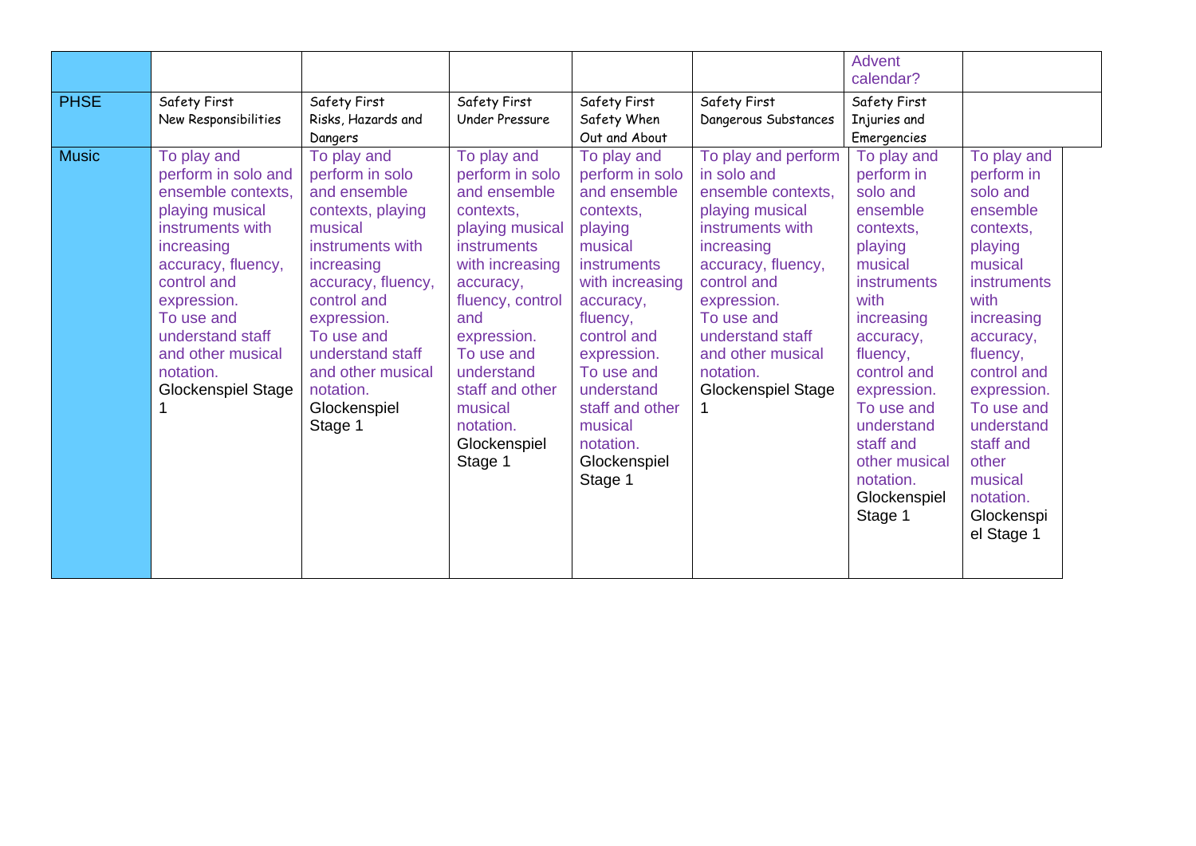| | | | | | | | |
|---|---|---|---|---|---|---|---|
| | | | | | | Advent calendar? | |
| PHSE | Safety First New Responsibilities | Safety First Risks, Hazards and Dangers | Safety First Under Pressure | Safety First Safety When Out and About | Safety First Dangerous Substances | Safety First Injuries and Emergencies | |
| Music | To play and perform in solo and ensemble contexts, playing musical instruments with increasing accuracy, fluency, control and expression. To use and understand staff and other musical notation. Glockenspiel Stage 1 | To play and perform in solo and ensemble contexts, playing musical instruments with increasing accuracy, fluency, control and expression. To use and understand staff and other musical notation. Glockenspiel Stage 1 | To play and perform in solo and ensemble contexts, playing musical instruments with increasing accuracy, fluency, control and expression. To use and understand staff and other musical notation. Glockenspiel Stage 1 | To play and perform in solo and ensemble contexts, playing musical instruments with increasing accuracy, fluency, control and expression. To use and understand staff and other musical notation. Glockenspiel Stage 1 | To play and perform in solo and ensemble contexts, playing musical instruments with increasing accuracy, fluency, control and expression. To use and understand staff and other musical notation. Glockenspiel Stage 1 | To play and perform in solo and ensemble contexts, playing musical instruments with increasing accuracy, fluency, control and expression. To use and understand staff and other musical notation. Glockenspiel Stage 1 | To play and perform in solo and ensemble contexts, playing musical instruments with increasing accuracy, fluency, control and expression. To use and understand staff and other musical notation. Glockenspiel Stage 1 |